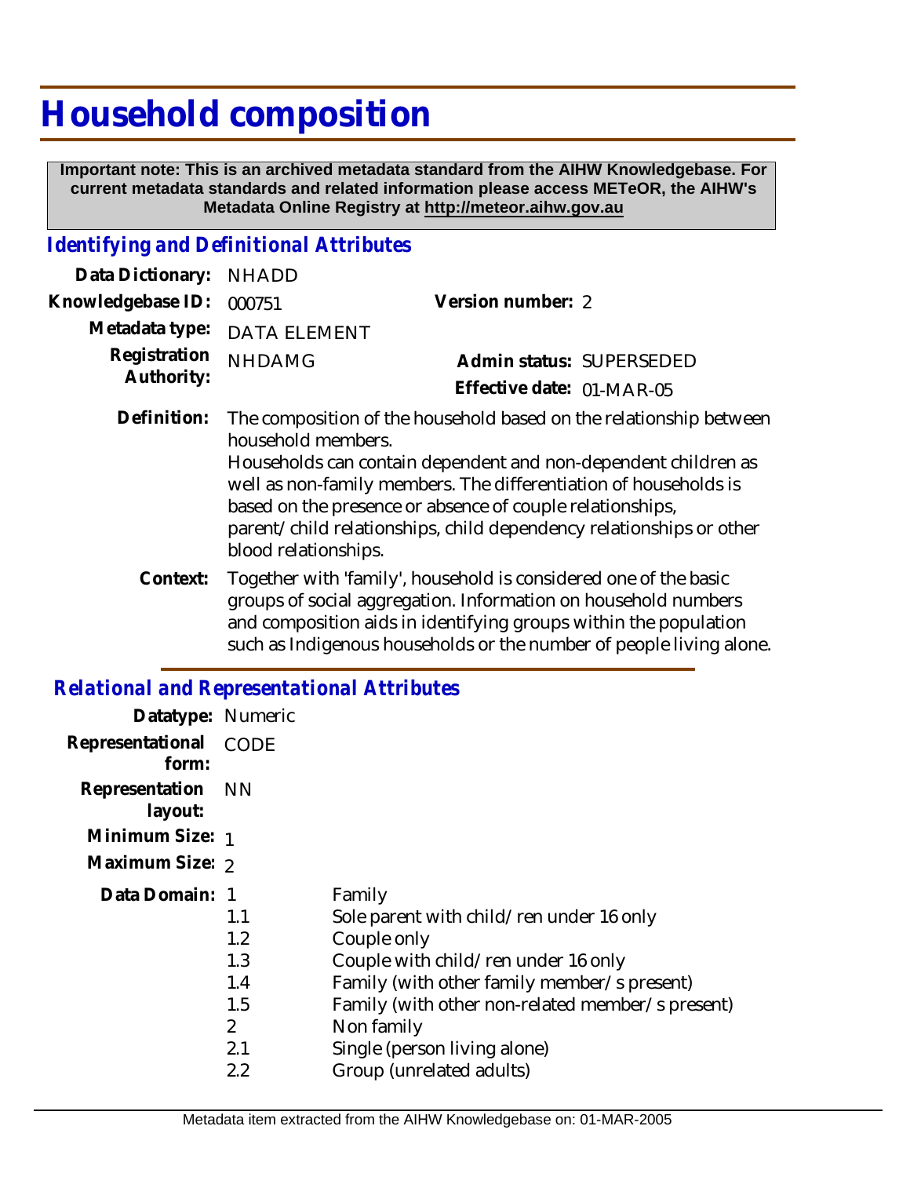# Household composition

**Important note: This is an archived metadata standard from the AIHW Knowledgebase. For current metadata standards and related information please access METeOR, the AIHW's Metadata Online Registry at http://meteor.aihw.gov.au**

## *Identifying and Definitional Attributes*

**Data Dictionary:** NHADD

**Knowledgebase ID:** 000751

**Version number:** 2

**Metadata type:** DATA ELEMENT

**Registration Authority:** NHDAMG

**Admin status:** SUPERSEDED

**Effective date:** 01-MAR-05

**Definition:** The composition of the household based on the relationship between household members.
Households can contain dependent and non-dependent children as well as non-family members. The differentiation of households is based on the presence or absence of couple relationships, parent/child relationships, child dependency relationships or other blood relationships.

**Context:** Together with 'family', household is considered one of the basic groups of social aggregation. Information on household numbers and composition aids in identifying groups within the population such as Indigenous households or the number of people living alone.

## *Relational and Representational Attributes*

**Datatype:** Numeric

**Representational form:** CODE

**Representation layout:** NN

**Minimum Size:** 1

**Maximum Size:** 2

**Data Domain:**

| | |
|---|---|
| 1 | Family |
| 1.1 | Sole parent with child/ren under 16 only |
| 1.2 | Couple only |
| 1.3 | Couple with child/ren under 16 only |
| 1.4 | Family (with other family member/s present) |
| 1.5 | Family (with other non-related member/s present) |
| 2 | Non family |
| 2.1 | Single (person living alone) |
| 2.2 | Group (unrelated adults) |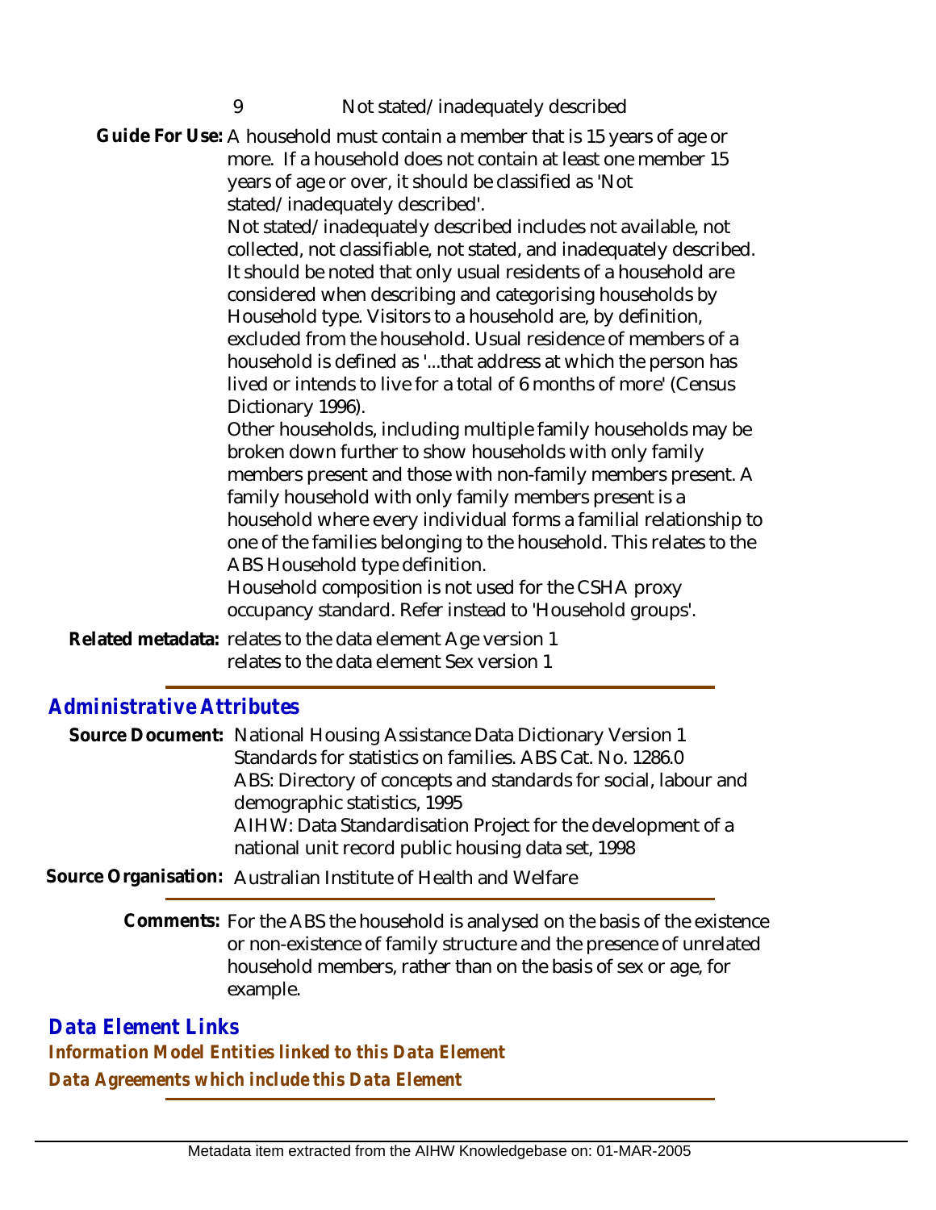9 Not stated/inadequately described

**Guide For Use:** A household must contain a member that is 15 years of age or more. If a household does not contain at least one member 15 years of age or over, it should be classified as 'Not stated/inadequately described'.

Not stated/inadequately described includes not available, not collected, not classifiable, not stated, and inadequately described. It should be noted that only usual residents of a household are considered when describing and categorising households by Household type. Visitors to a household are, by definition, excluded from the household. Usual residence of members of a household is defined as '...that address at which the person has lived or intends to live for a total of 6 months of more' (Census Dictionary 1996).

Other households, including multiple family households may be broken down further to show households with only family members present and those with non-family members present. A family household with only family members present is a household where every individual forms a familial relationship to one of the families belonging to the household. This relates to the ABS Household type definition.

Household composition is not used for the CSHA proxy occupancy standard. Refer instead to 'Household groups'.

**Related metadata:** relates to the data element Age version 1
relates to the data element Sex version 1

## *Administrative Attributes*

**Source Document:** National Housing Assistance Data Dictionary Version 1
Standards for statistics on families. ABS Cat. No. 1286.0
ABS: Directory of concepts and standards for social, labour and demographic statistics, 1995
AIHW: Data Standardisation Project for the development of a national unit record public housing data set, 1998

**Source Organisation:** Australian Institute of Health and Welfare

**Comments:** For the ABS the household is analysed on the basis of the existence or non-existence of family structure and the presence of unrelated household members, rather than on the basis of sex or age, for example.

## *Data Element Links*

***Information Model Entities linked to this Data Element***

***Data Agreements which include this Data Element***